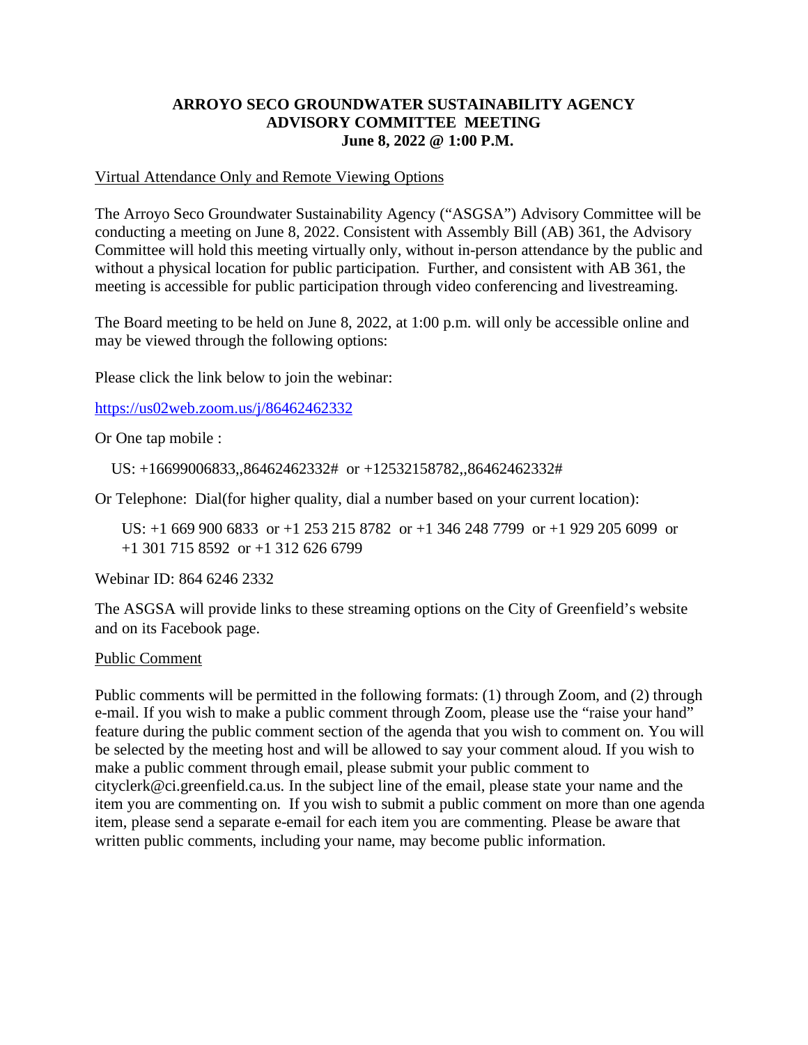# ARROYO SECO GROUNDWATER SUSTAINABILITY AGENCY
## ADVISORY COMMITTEE MEETING
### June 8, 2022 @ 1:00 P.M.

<u>Virtual Attendance Only and Remote Viewing Options</u>

The Arroyo Seco Groundwater Sustainability Agency ("ASGSA") Advisory Committee will be conducting a meeting on June 8, 2022. Consistent with Assembly Bill (AB) 361, the Advisory Committee will hold this meeting virtually only, without in-person attendance by the public and without a physical location for public participation. Further, and consistent with AB 361, the meeting is accessible for public participation through video conferencing and livestreaming.

The Board meeting to be held on June 8, 2022, at 1:00 p.m. will only be accessible online and may be viewed through the following options:

Please click the link below to join the webinar:

https://us02web.zoom.us/j/86462462332

Or One tap mobile :

US: +16699006833,,86462462332# or +12532158782,,86462462332#

Or Telephone: Dial(for higher quality, dial a number based on your current location):

US: +1 669 900 6833 or +1 253 215 8782 or +1 346 248 7799 or +1 929 205 6099 or +1 301 715 8592 or +1 312 626 6799

Webinar ID: 864 6246 2332

The ASGSA will provide links to these streaming options on the City of Greenfield's website and on its Facebook page.

<u>Public Comment</u>

Public comments will be permitted in the following formats: (1) through Zoom, and (2) through e-mail. If you wish to make a public comment through Zoom, please use the "raise your hand" feature during the public comment section of the agenda that you wish to comment on. You will be selected by the meeting host and will be allowed to say your comment aloud. If you wish to make a public comment through email, please submit your public comment to cityclerk@ci.greenfield.ca.us. In the subject line of the email, please state your name and the item you are commenting on. If you wish to submit a public comment on more than one agenda item, please send a separate e-email for each item you are commenting. Please be aware that written public comments, including your name, may become public information.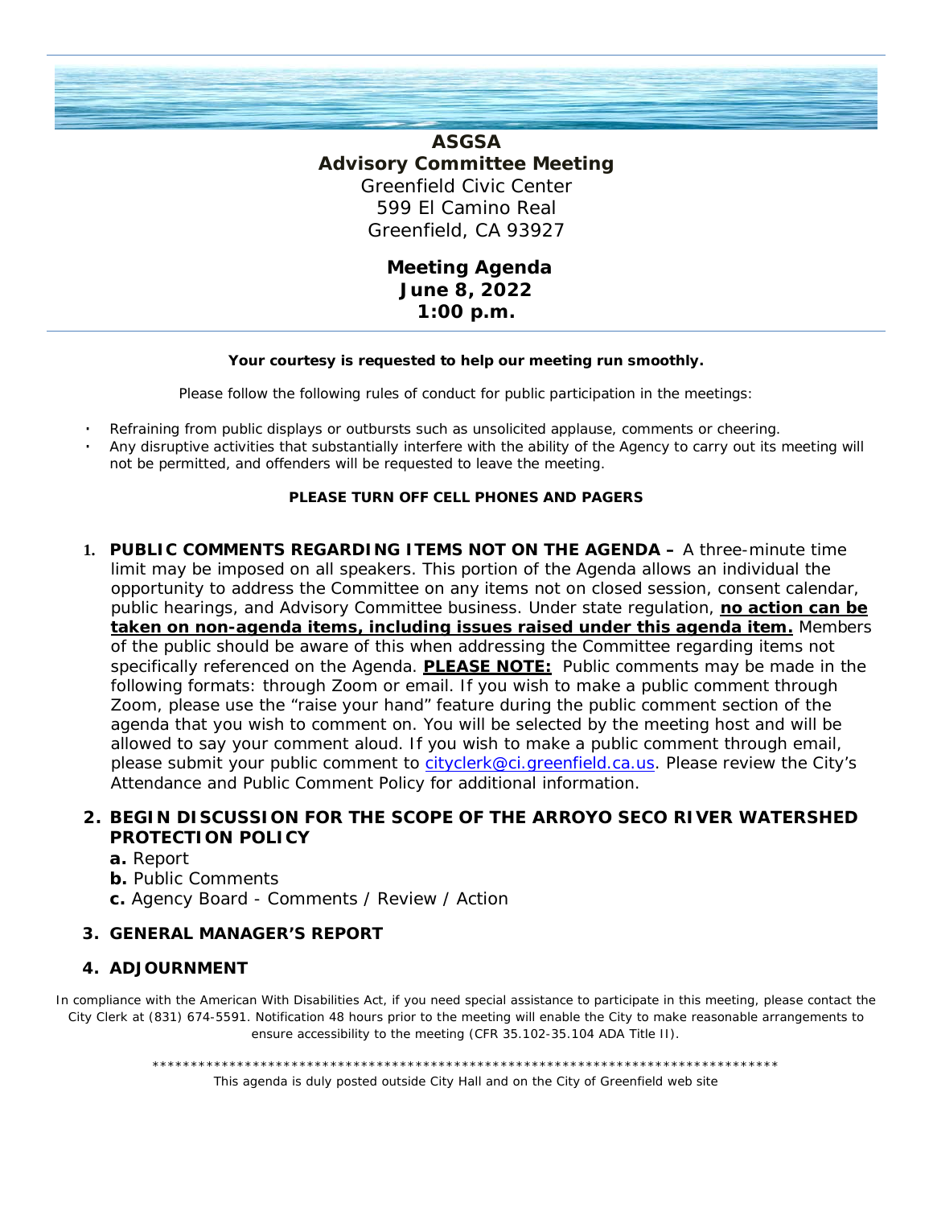# ASGSA
## Advisory Committee Meeting

Greenfield Civic Center
599 El Camino Real
Greenfield, CA 93927

## Meeting Agenda
**June 8, 2022**
**1:00 p.m.**

---

**Your courtesy is requested to help our meeting run smoothly.**

Please follow the following rules of conduct for public participation in the meetings:

- Refraining from public displays or outbursts such as unsolicited applause, comments or cheering.
- Any disruptive activities that substantially interfere with the ability of the Agency to carry out its meeting will not be permitted, and offenders will be requested to leave the meeting.

**PLEASE TURN OFF CELL PHONES AND PAGERS**

1. **PUBLIC COMMENTS REGARDING ITEMS NOT ON THE AGENDA –** A three-minute time limit may be imposed on all speakers. This portion of the Agenda allows an individual the opportunity to address the Committee on any items not on closed session, consent calendar, public hearings, and Advisory Committee business. Under state regulation, **no action can be taken on non-agenda items, including issues raised under this agenda item.** Members of the public should be aware of this when addressing the Committee regarding items not specifically referenced on the Agenda. **PLEASE NOTE:** Public comments may be made in the following formats: through Zoom or email. If you wish to make a public comment through Zoom, please use the "raise your hand" feature during the public comment section of the agenda that you wish to comment on. You will be selected by the meeting host and will be allowed to say your comment aloud. If you wish to make a public comment through email, please submit your public comment to cityclerk@ci.greenfield.ca.us. Please review the City's Attendance and Public Comment Policy for additional information.

2. **BEGIN DISCUSSION FOR THE SCOPE OF THE ARROYO SECO RIVER WATERSHED PROTECTION POLICY**
   - **a.** Report
   - **b.** Public Comments
   - **c.** Agency Board - Comments / Review / Action

3. **GENERAL MANAGER'S REPORT**

4. **ADJOURNMENT**

In compliance with the American With Disabilities Act, if you need special assistance to participate in this meeting, please contact the City Clerk at (831) 674-5591. Notification 48 hours prior to the meeting will enable the City to make reasonable arrangements to ensure accessibility to the meeting (CFR 35.102-35.104 ADA Title II).

*********************************************************************************

This agenda is duly posted outside City Hall and on the City of Greenfield web site